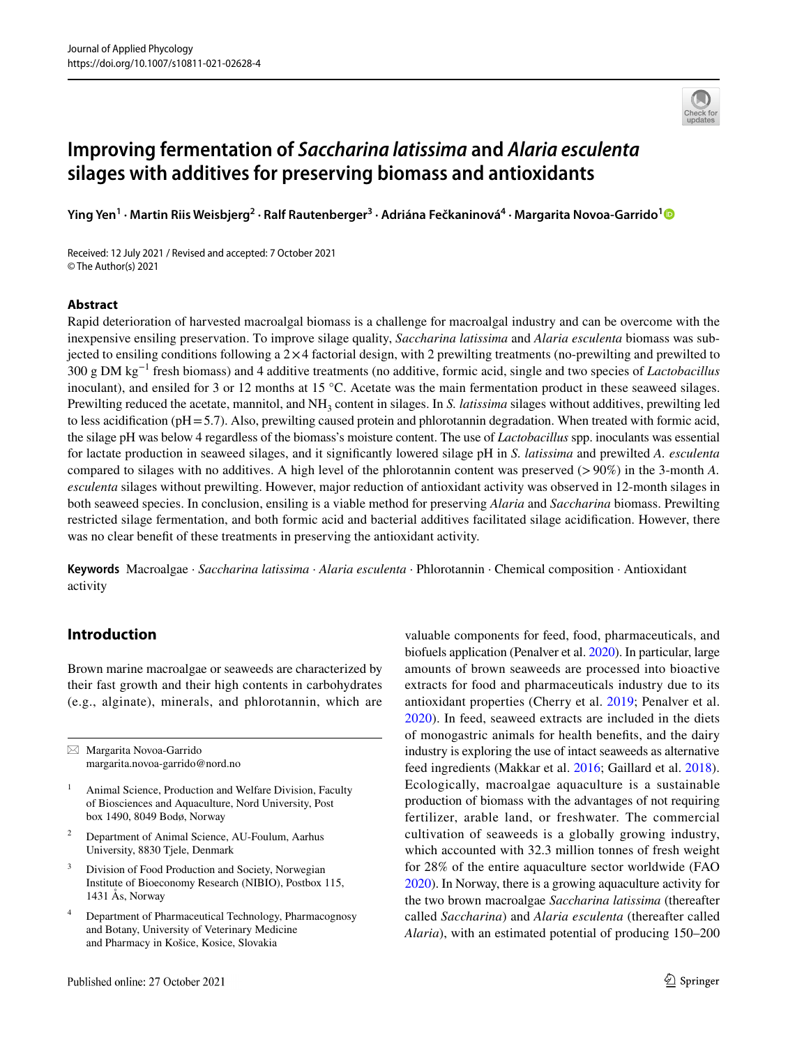# Improving fermentation of *Saccharina latissima* and *Alaria esculenta* silages with additives for preserving biomass and antioxidants

**Ying Yen[1] · Martin Riis Weisbjerg[2] · Ralf Rautenberger[3] · Adriána Fečkaninová[4] · Margarita Novoa-Garrido[1]**

Received: 12 July 2021 / Revised and accepted: 7 October 2021
© The Author(s) 2021

## Abstract

Rapid deterioration of harvested macroalgal biomass is a challenge for macroalgal industry and can be overcome with the inexpensive ensiling preservation. To improve silage quality, *Saccharina latissima* and *Alaria esculenta* biomass was subjected to ensiling conditions following a 2 × 4 factorial design, with 2 prewilting treatments (no-prewilting and prewilted to 300 g DM kg$^{-1}$ fresh biomass) and 4 additive treatments (no additive, formic acid, single and two species of *Lactobacillus* inoculant), and ensiled for 3 or 12 months at 15 °C. Acetate was the main fermentation product in these seaweed silages. Prewilting reduced the acetate, mannitol, and $NH_3$ content in silages. In *S. latissima* silages without additives, prewilting led to less acidification (pH = 5.7). Also, prewilting caused protein and phlorotannin degradation. When treated with formic acid, the silage pH was below 4 regardless of the biomass's moisture content. The use of *Lactobacillus* spp. inoculants was essential for lactate production in seaweed silages, and it significantly lowered silage pH in *S. latissima* and prewilted *A. esculenta* compared to silages with no additives. A high level of the phlorotannin content was preserved (> 90%) in the 3-month *A. esculenta* silages without prewilting. However, major reduction of antioxidant activity was observed in 12-month silages in both seaweed species. In conclusion, ensiling is a viable method for preserving *Alaria* and *Saccharina* biomass. Prewilting restricted silage fermentation, and both formic acid and bacterial additives facilitated silage acidification. However, there was no clear benefit of these treatments in preserving the antioxidant activity.

**Keywords** Macroalgae · *Saccharina latissima* · *Alaria esculenta* · Phlorotannin · Chemical composition · Antioxidant activity

## Introduction

Brown marine macroalgae or seaweeds are characterized by their fast growth and their high contents in carbohydrates (e.g., alginate), minerals, and phlorotannin, which are valuable components for feed, food, pharmaceuticals, and biofuels application (Penalver et al. 2020). In particular, large amounts of brown seaweeds are processed into bioactive extracts for food and pharmaceuticals industry due to its antioxidant properties (Cherry et al. 2019; Penalver et al. 2020). In feed, seaweed extracts are included in the diets of monogastric animals for health benefits, and the dairy industry is exploring the use of intact seaweeds as alternative feed ingredients (Makkar et al. 2016; Gaillard et al. 2018). Ecologically, macroalgae aquaculture is a sustainable production of biomass with the advantages of not requiring fertilizer, arable land, or freshwater. The commercial cultivation of seaweeds is a globally growing industry, which accounted with 32.3 million tonnes of fresh weight for 28% of the entire aquaculture sector worldwide (FAO 2020). In Norway, there is a growing aquaculture activity for the two brown macroalgae *Saccharina latissima* (thereafter called *Saccharina*) and *Alaria esculenta* (thereafter called *Alaria*), with an estimated potential of producing 150–200

---

✉ Margarita Novoa-Garrido
margarita.novoa-garrido@nord.no

[1] Animal Science, Production and Welfare Division, Faculty of Biosciences and Aquaculture, Nord University, Post box 1490, 8049 Bodø, Norway

[2] Department of Animal Science, AU-Foulum, Aarhus University, 8830 Tjele, Denmark

[3] Division of Food Production and Society, Norwegian Institute of Bioeconomy Research (NIBIO), Postbox 115, 1431 Ås, Norway

[4] Department of Pharmaceutical Technology, Pharmacognosy and Botany, University of Veterinary Medicine and Pharmacy in Košice, Kosice, Slovakia

Published online: 27 October 2021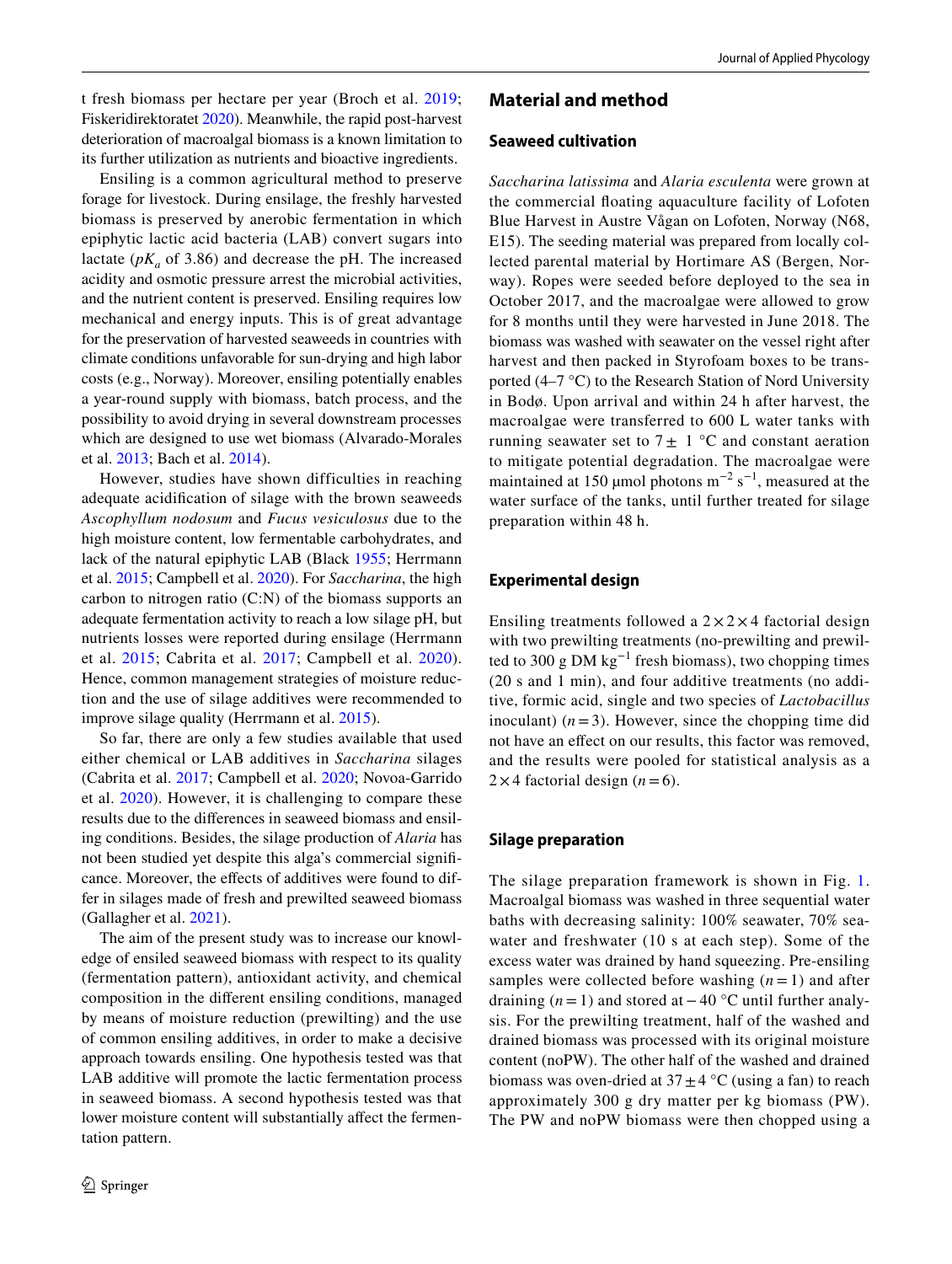t fresh biomass per hectare per year (Broch et al. 2019; Fiskeridirektoratet 2020). Meanwhile, the rapid post-harvest deterioration of macroalgal biomass is a known limitation to its further utilization as nutrients and bioactive ingredients.

Ensiling is a common agricultural method to preserve forage for livestock. During ensilage, the freshly harvested biomass is preserved by anerobic fermentation in which epiphytic lactic acid bacteria (LAB) convert sugars into lactate ($pK_a$ of 3.86) and decrease the pH. The increased acidity and osmotic pressure arrest the microbial activities, and the nutrient content is preserved. Ensiling requires low mechanical and energy inputs. This is of great advantage for the preservation of harvested seaweeds in countries with climate conditions unfavorable for sun-drying and high labor costs (e.g., Norway). Moreover, ensiling potentially enables a year-round supply with biomass, batch process, and the possibility to avoid drying in several downstream processes which are designed to use wet biomass (Alvarado-Morales et al. 2013; Bach et al. 2014).

However, studies have shown difficulties in reaching adequate acidification of silage with the brown seaweeds *Ascophyllum nodosum* and *Fucus vesiculosus* due to the high moisture content, low fermentable carbohydrates, and lack of the natural epiphytic LAB (Black 1955; Herrmann et al. 2015; Campbell et al. 2020). For *Saccharina*, the high carbon to nitrogen ratio (C:N) of the biomass supports an adequate fermentation activity to reach a low silage pH, but nutrients losses were reported during ensilage (Herrmann et al. 2015; Cabrita et al. 2017; Campbell et al. 2020). Hence, common management strategies of moisture reduction and the use of silage additives were recommended to improve silage quality (Herrmann et al. 2015).

So far, there are only a few studies available that used either chemical or LAB additives in *Saccharina* silages (Cabrita et al. 2017; Campbell et al. 2020; Novoa-Garrido et al. 2020). However, it is challenging to compare these results due to the differences in seaweed biomass and ensiling conditions. Besides, the silage production of *Alaria* has not been studied yet despite this alga's commercial significance. Moreover, the effects of additives were found to differ in silages made of fresh and prewilted seaweed biomass (Gallagher et al. 2021).

The aim of the present study was to increase our knowledge of ensiled seaweed biomass with respect to its quality (fermentation pattern), antioxidant activity, and chemical composition in the different ensiling conditions, managed by means of moisture reduction (prewilting) and the use of common ensiling additives, in order to make a decisive approach towards ensiling. One hypothesis tested was that LAB additive will promote the lactic fermentation process in seaweed biomass. A second hypothesis tested was that lower moisture content will substantially affect the fermentation pattern.

## Material and method

### Seaweed cultivation

*Saccharina latissima* and *Alaria esculenta* were grown at the commercial floating aquaculture facility of Lofoten Blue Harvest in Austre Vågan on Lofoten, Norway (N68, E15). The seeding material was prepared from locally collected parental material by Hortimare AS (Bergen, Norway). Ropes were seeded before deployed to the sea in October 2017, and the macroalgae were allowed to grow for 8 months until they were harvested in June 2018. The biomass was washed with seawater on the vessel right after harvest and then packed in Styrofoam boxes to be transported (4–7 °C) to the Research Station of Nord University in Bodø. Upon arrival and within 24 h after harvest, the macroalgae were transferred to 600 L water tanks with running seawater set to 7 ± 1 °C and constant aeration to mitigate potential degradation. The macroalgae were maintained at 150 μmol photons $m^{-2}$ $s^{-1}$, measured at the water surface of the tanks, until further treated for silage preparation within 48 h.

### Experimental design

Ensiling treatments followed a 2 × 2 × 4 factorial design with two prewilting treatments (no-prewilting and prewilted to 300 g DM $kg^{-1}$ fresh biomass), two chopping times (20 s and 1 min), and four additive treatments (no additive, formic acid, single and two species of *Lactobacillus* inoculant) ($n = 3$). However, since the chopping time did not have an effect on our results, this factor was removed, and the results were pooled for statistical analysis as a 2 × 4 factorial design ($n = 6$).

### Silage preparation

The silage preparation framework is shown in Fig. 1. Macroalgal biomass was washed in three sequential water baths with decreasing salinity: 100% seawater, 70% seawater and freshwater (10 s at each step). Some of the excess water was drained by hand squeezing. Pre-ensiling samples were collected before washing ($n = 1$) and after draining ($n = 1$) and stored at − 40 °C until further analysis. For the prewilting treatment, half of the washed and drained biomass was processed with its original moisture content (noPW). The other half of the washed and drained biomass was oven-dried at 37 ± 4 °C (using a fan) to reach approximately 300 g dry matter per kg biomass (PW). The PW and noPW biomass were then chopped using a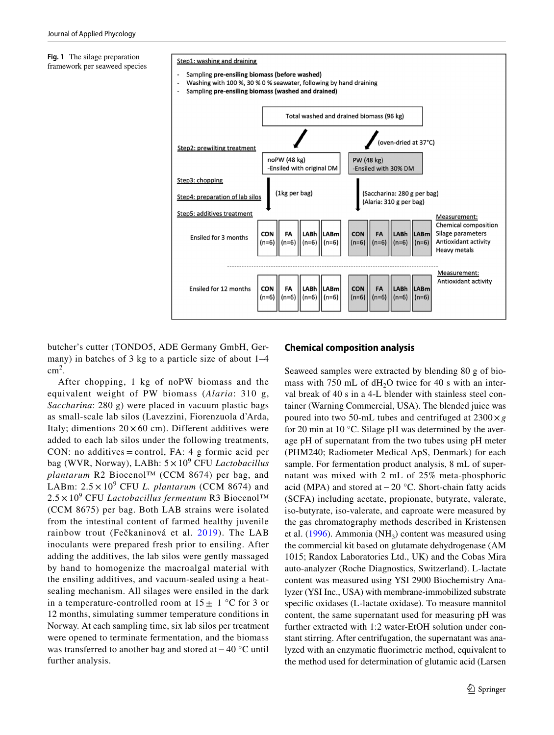**Fig. 1** The silage preparation framework per seaweed species

**Step1: washing and draining**

- Sampling **pre-ensiling biomass (before washed)**
- Washing with 100 %, 30 % 0 % seawater, following by hand draining
- Sampling **pre-ensiling biomass (washed and drained)**

Total washed and drained biomass (96 kg)

**Step2: prewilting treatment**

- noPW (48 kg) -Ensiled with original DM
- PW (48 kg) -Ensiled with 30% DM (oven-dried at 37°C)

**Step3: chopping**

**Step4: preparation of lab silos**

- noPW: (1kg per bag)
- PW: (Saccharina: 280 g per bag) (Alaria: 310 g per bag)

**Step5: additives treatment**

| | noPW | | | | PW | | | |
|---|---|---|---|---|---|---|---|---|
| Ensiled for 3 months | CON (n=6) | FA (n=6) | LABh (n=6) | LABm (n=6) | CON (n=6) | FA (n=6) | LABh (n=6) | LABm (n=6) |
| Ensiled for 12 months | CON (n=6) | FA (n=6) | LABh (n=6) | LABm (n=6) | CON (n=6) | FA (n=6) | LABh (n=6) | LABm (n=6) |

Measurement (3 months): Chemical composition, Silage parameters, Antioxidant activity, Heavy metals

Measurement (12 months): Antioxidant activity

butcher's cutter (TONDO5, ADE Germany GmbH, Germany) in batches of 3 kg to a particle size of about 1–4 $cm^2$.

After chopping, 1 kg of noPW biomass and the equivalent weight of PW biomass (*Alaria*: 310 g, *Saccharina*: 280 g) were placed in vacuum plastic bags as small-scale lab silos (Lavezzini, Fiorenzuola d'Arda, Italy; dimentions $20 \times 60$ cm). Different additives were added to each lab silos under the following treatments, CON: no additives = control, FA: 4 g formic acid per bag (WVR, Norway), LABh: $5 \times 10^9$ CFU *Lactobacillus plantarum* R2 Biocenol™ (CCM 8674) per bag, and LABm: $2.5 \times 10^9$ CFU *L. plantarum* (CCM 8674) and $2.5 \times 10^9$ CFU *Lactobacillus fermentum* R3 Biocenol™ (CCM 8675) per bag. Both LAB strains were isolated from the intestinal content of farmed healthy juvenile rainbow trout (Fečkaninová et al. 2019). The LAB inoculants were prepared fresh prior to ensiling. After adding the additives, the lab silos were gently massaged by hand to homogenize the macroalgal material with the ensiling additives, and vacuum-sealed using a heat-sealing mechanism. All silages were ensiled in the dark in a temperature-controlled room at $15 \pm 1$ °C for 3 or 12 months, simulating summer temperature conditions in Norway. At each sampling time, six lab silos per treatment were opened to terminate fermentation, and the biomass was transferred to another bag and stored at − 40 °C until further analysis.

## Chemical composition analysis

Seaweed samples were extracted by blending 80 g of biomass with 750 mL of $dH_2O$ twice for 40 s with an interval break of 40 s in a 4-L blender with stainless steel container (Warning Commercial, USA). The blended juice was poured into two 50-mL tubes and centrifuged at $2300 \times g$ for 20 min at 10 °C. Silage pH was determined by the average pH of supernatant from the two tubes using pH meter (PHM240; Radiometer Medical ApS, Denmark) for each sample. For fermentation product analysis, 8 mL of supernatant was mixed with 2 mL of 25% meta-phosphoric acid (MPA) and stored at − 20 °C. Short-chain fatty acids (SCFA) including acetate, propionate, butyrate, valerate, iso-butyrate, iso-valerate, and caproate were measured by the gas chromatography methods described in Kristensen et al. (1996). Ammonia ($NH_3$) content was measured using the commercial kit based on glutamate dehydrogenase (AM 1015; Randox Laboratories Ltd., UK) and the Cobas Mira auto-analyzer (Roche Diagnostics, Switzerland). L-lactate content was measured using YSI 2900 Biochemistry Analyzer (YSI Inc., USA) with membrane-immobilized substrate specific oxidases (L-lactate oxidase). To measure mannitol content, the same supernatant used for measuring pH was further extracted with 1:2 water-EtOH solution under constant stirring. After centrifugation, the supernatant was analyzed with an enzymatic fluorimetric method, equivalent to the method used for determination of glutamic acid (Larsen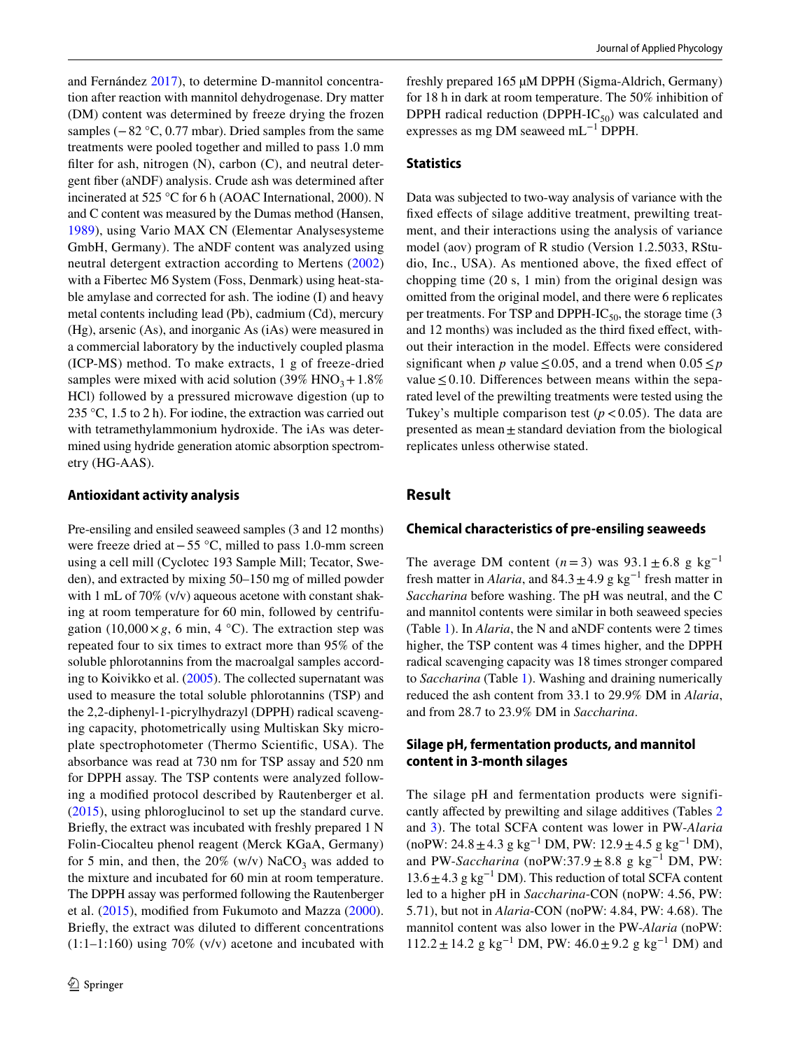and Fernández 2017), to determine D-mannitol concentration after reaction with mannitol dehydrogenase. Dry matter (DM) content was determined by freeze drying the frozen samples (− 82 °C, 0.77 mbar). Dried samples from the same treatments were pooled together and milled to pass 1.0 mm filter for ash, nitrogen (N), carbon (C), and neutral detergent fiber (aNDF) analysis. Crude ash was determined after incinerated at 525 °C for 6 h (AOAC International, 2000). N and C content was measured by the Dumas method (Hansen, 1989), using Vario MAX CN (Elementar Analysesysteme GmbH, Germany). The aNDF content was analyzed using neutral detergent extraction according to Mertens (2002) with a Fibertec M6 System (Foss, Denmark) using heat-stable amylase and corrected for ash. The iodine (I) and heavy metal contents including lead (Pb), cadmium (Cd), mercury (Hg), arsenic (As), and inorganic As (iAs) were measured in a commercial laboratory by the inductively coupled plasma (ICP-MS) method. To make extracts, 1 g of freeze-dried samples were mixed with acid solution (39% $HNO_3$ + 1.8% HCl) followed by a pressured microwave digestion (up to 235 °C, 1.5 to 2 h). For iodine, the extraction was carried out with tetramethylammonium hydroxide. The iAs was determined using hydride generation atomic absorption spectrometry (HG-AAS).

### Antioxidant activity analysis

Pre-ensiling and ensiled seaweed samples (3 and 12 months) were freeze dried at − 55 °C, milled to pass 1.0-mm screen using a cell mill (Cyclotec 193 Sample Mill; Tecator, Sweden), and extracted by mixing 50–150 mg of milled powder with 1 mL of 70% (v/v) aqueous acetone with constant shaking at room temperature for 60 min, followed by centrifugation (10,000 × *g*, 6 min, 4 °C). The extraction step was repeated four to six times to extract more than 95% of the soluble phlorotannins from the macroalgal samples according to Koivikko et al. (2005). The collected supernatant was used to measure the total soluble phlorotannins (TSP) and the 2,2-diphenyl-1-picrylhydrazyl (DPPH) radical scavenging capacity, photometrically using Multiskan Sky microplate spectrophotometer (Thermo Scientific, USA). The absorbance was read at 730 nm for TSP assay and 520 nm for DPPH assay. The TSP contents were analyzed following a modified protocol described by Rautenberger et al. (2015), using phloroglucinol to set up the standard curve. Briefly, the extract was incubated with freshly prepared 1 N Folin-Ciocalteu phenol reagent (Merck KGaA, Germany) for 5 min, and then, the 20% (w/v) $NaCO_3$ was added to the mixture and incubated for 60 min at room temperature. The DPPH assay was performed following the Rautenberger et al. (2015), modified from Fukumoto and Mazza (2000). Briefly, the extract was diluted to different concentrations (1:1–1:160) using 70% (v/v) acetone and incubated with freshly prepared 165 µM DPPH (Sigma-Aldrich, Germany) for 18 h in dark at room temperature. The 50% inhibition of DPPH radical reduction (DPPH-$IC_{50}$) was calculated and expresses as mg DM seaweed $mL^{-1}$ DPPH.

### Statistics

Data was subjected to two-way analysis of variance with the fixed effects of silage additive treatment, prewilting treatment, and their interactions using the analysis of variance model (aov) program of R studio (Version 1.2.5033, RStudio, Inc., USA). As mentioned above, the fixed effect of chopping time (20 s, 1 min) from the original design was omitted from the original model, and there were 6 replicates per treatments. For TSP and DPPH-$IC_{50}$, the storage time (3 and 12 months) was included as the third fixed effect, without their interaction in the model. Effects were considered significant when $p$ value ≤ 0.05, and a trend when 0.05 ≤ $p$ value ≤ 0.10. Differences between means within the separated level of the prewilting treatments were tested using the Tukey's multiple comparison test ($p < 0.05$). The data are presented as mean ± standard deviation from the biological replicates unless otherwise stated.

## Result

### Chemical characteristics of pre-ensiling seaweeds

The average DM content ($n = 3$) was 93.1 ± 6.8 g $kg^{-1}$ fresh matter in *Alaria*, and 84.3 ± 4.9 g $kg^{-1}$ fresh matter in *Saccharina* before washing. The pH was neutral, and the C and mannitol contents were similar in both seaweed species (Table 1). In *Alaria*, the N and aNDF contents were 2 times higher, the TSP content was 4 times higher, and the DPPH radical scavenging capacity was 18 times stronger compared to *Saccharina* (Table 1). Washing and draining numerically reduced the ash content from 33.1 to 29.9% DM in *Alaria*, and from 28.7 to 23.9% DM in *Saccharina*.

### Silage pH, fermentation products, and mannitol content in 3-month silages

The silage pH and fermentation products were significantly affected by prewilting and silage additives (Tables 2 and 3). The total SCFA content was lower in PW-*Alaria* (noPW: 24.8 ± 4.3 g $kg^{-1}$ DM, PW: 12.9 ± 4.5 g $kg^{-1}$ DM), and PW-*Saccharina* (noPW:37.9 ± 8.8 g $kg^{-1}$ DM, PW: 13.6 ± 4.3 g $kg^{-1}$ DM). This reduction of total SCFA content led to a higher pH in *Saccharina*-CON (noPW: 4.56, PW: 5.71), but not in *Alaria*-CON (noPW: 4.84, PW: 4.68). The mannitol content was also lower in the PW-*Alaria* (noPW: 112.2 ± 14.2 g $kg^{-1}$ DM, PW: 46.0 ± 9.2 g $kg^{-1}$ DM) and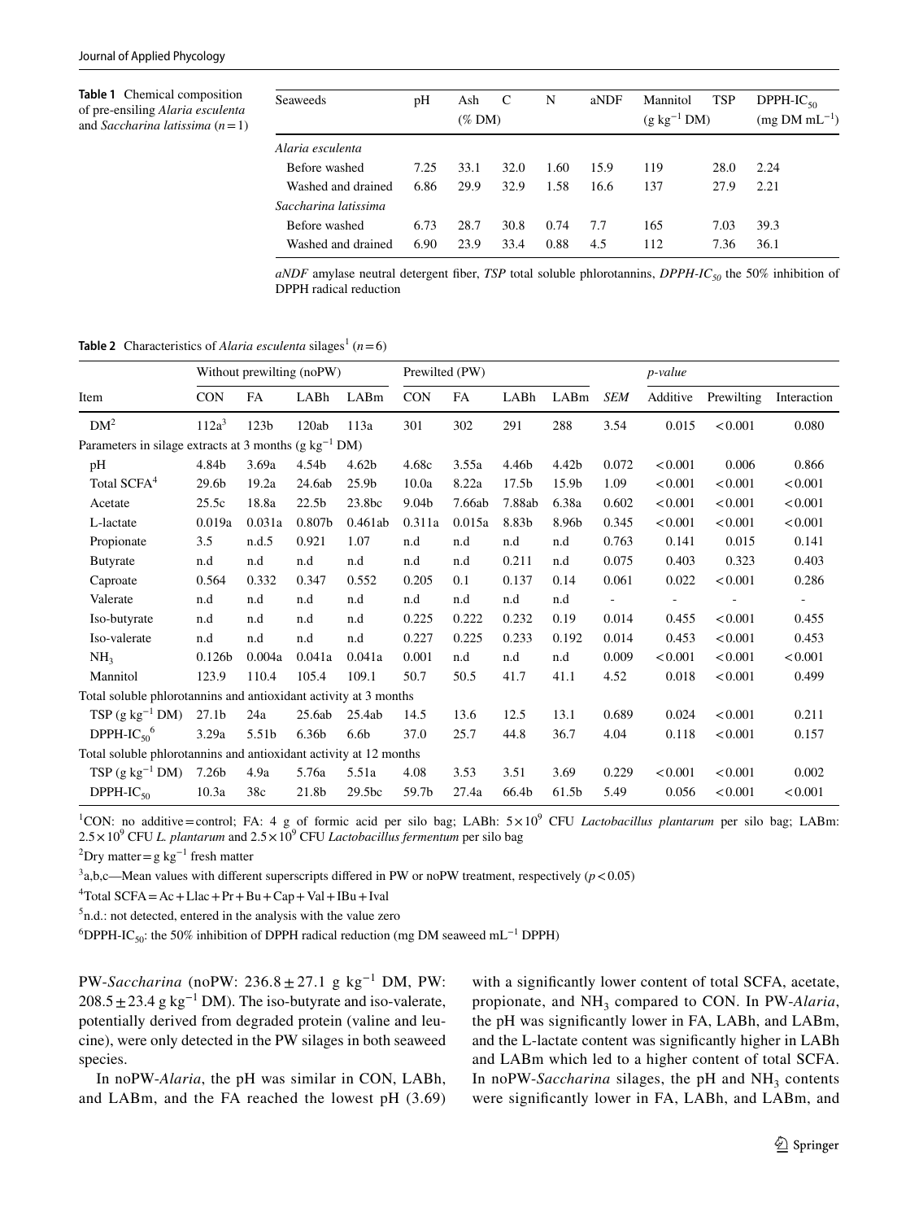**Table 1** Chemical composition of pre-ensiling *Alaria esculenta* and *Saccharina latissima* (*n* = 1)

| Seaweeds | pH | Ash (% DM) | C | N | aNDF | Mannitol ($g\ kg^{-1}$ DM) | TSP | DPPH-$IC_{50}$ (mg DM $mL^{-1}$) |
|---|---|---|---|---|---|---|---|---|
| *Alaria esculenta* | | | | | | | | |
| Before washed | 7.25 | 33.1 | 32.0 | 1.60 | 15.9 | 119 | 28.0 | 2.24 |
| Washed and drained | 6.86 | 29.9 | 32.9 | 1.58 | 16.6 | 137 | 27.9 | 2.21 |
| *Saccharina latissima* | | | | | | | | |
| Before washed | 6.73 | 28.7 | 30.8 | 0.74 | 7.7 | 165 | 7.03 | 39.3 |
| Washed and drained | 6.90 | 23.9 | 33.4 | 0.88 | 4.5 | 112 | 7.36 | 36.1 |

*aNDF* amylase neutral detergent fiber, *TSP* total soluble phlorotannins, *DPPH-$IC_{50}$* the 50% inhibition of DPPH radical reduction

**Table 2** Characteristics of *Alaria esculenta* silages[1] (*n* = 6)

| Item | Without prewilting (noPW) | | | | Prewilted (PW) | | | | | *p-value* | | |
|---|---|---|---|---|---|---|---|---|---|---|---|---|
| | CON | FA | LABh | LABm | CON | FA | LABh | LABm | *SEM* | Additive | Prewilting | Interaction |
| DM[2] | 112a[3] | 123b | 120ab | 113a | 301 | 302 | 291 | 288 | 3.54 | 0.015 | < 0.001 | 0.080 |
| Parameters in silage extracts at 3 months ($g\ kg^{-1}$ DM) | | | | | | | | | | | | |
| pH | 4.84b | 3.69a | 4.54b | 4.62b | 4.68c | 3.55a | 4.46b | 4.42b | 0.072 | < 0.001 | 0.006 | 0.866 |
| Total SCFA[4] | 29.6b | 19.2a | 24.6ab | 25.9b | 10.0a | 8.22a | 17.5b | 15.9b | 1.09 | < 0.001 | < 0.001 | < 0.001 |
| Acetate | 25.5c | 18.8a | 22.5b | 23.8bc | 9.04b | 7.66ab | 7.88ab | 6.38a | 0.602 | < 0.001 | < 0.001 | < 0.001 |
| L-lactate | 0.019a | 0.031a | 0.807b | 0.461ab | 0.311a | 0.015a | 8.83b | 8.96b | 0.345 | < 0.001 | < 0.001 | < 0.001 |
| Propionate | 3.5 | n.d.5 | 0.921 | 1.07 | n.d | n.d | n.d | n.d | 0.763 | 0.141 | 0.015 | 0.141 |
| Butyrate | n.d | n.d | n.d | n.d | n.d | n.d | 0.211 | n.d | 0.075 | 0.403 | 0.323 | 0.403 |
| Caproate | 0.564 | 0.332 | 0.347 | 0.552 | 0.205 | 0.1 | 0.137 | 0.14 | 0.061 | 0.022 | < 0.001 | 0.286 |
| Valerate | n.d | n.d | n.d | n.d | n.d | n.d | n.d | n.d | - | - | - | - |
| Iso-butyrate | n.d | n.d | n.d | n.d | 0.225 | 0.222 | 0.232 | 0.19 | 0.014 | 0.455 | < 0.001 | 0.455 |
| Iso-valerate | n.d | n.d | n.d | n.d | 0.227 | 0.225 | 0.233 | 0.192 | 0.014 | 0.453 | < 0.001 | 0.453 |
| $NH_3$ | 0.126b | 0.004a | 0.041a | 0.041a | 0.001 | n.d | n.d | n.d | 0.009 | < 0.001 | < 0.001 | < 0.001 |
| Mannitol | 123.9 | 110.4 | 105.4 | 109.1 | 50.7 | 50.5 | 41.7 | 41.1 | 4.52 | 0.018 | < 0.001 | 0.499 |
| Total soluble phlorotannins and antioxidant activity at 3 months | | | | | | | | | | | | |
| TSP ($g\ kg^{-1}$ DM) | 27.1b | 24a | 25.6ab | 25.4ab | 14.5 | 13.6 | 12.5 | 13.1 | 0.689 | 0.024 | < 0.001 | 0.211 |
| DPPH-$IC_{50}$[6] | 3.29a | 5.51b | 6.36b | 6.6b | 37.0 | 25.7 | 44.8 | 36.7 | 4.04 | 0.118 | < 0.001 | 0.157 |
| Total soluble phlorotannins and antioxidant activity at 12 months | | | | | | | | | | | | |
| TSP ($g\ kg^{-1}$ DM) | 7.26b | 4.9a | 5.76a | 5.51a | 4.08 | 3.53 | 3.51 | 3.69 | 0.229 | < 0.001 | < 0.001 | 0.002 |
| DPPH-$IC_{50}$ | 10.3a | 38c | 21.8b | 29.5bc | 59.7b | 27.4a | 66.4b | 61.5b | 5.49 | 0.056 | < 0.001 | < 0.001 |

[1]CON: no additive = control; FA: 4 g of formic acid per silo bag; LABh: $5 \times 10^9$ CFU *Lactobacillus plantarum* per silo bag; LABm: $2.5 \times 10^9$ CFU *L. plantarum* and $2.5 \times 10^9$ CFU *Lactobacillus fermentum* per silo bag

[2]Dry matter = $g\ kg^{-1}$ fresh matter

[3]a,b,c—Mean values with different superscripts differed in PW or noPW treatment, respectively ($p < 0.05$)

[4]Total SCFA = Ac + Llac + Pr + Bu + Cap + Val + IBu + Ival

[5]n.d.: not detected, entered in the analysis with the value zero

[6]DPPH-$IC_{50}$: the 50% inhibition of DPPH radical reduction (mg DM seaweed $mL^{-1}$ DPPH)

PW-*Saccharina* (noPW: $236.8 \pm 27.1\ g\ kg^{-1}$ DM, PW: $208.5 \pm 23.4\ g\ kg^{-1}$ DM). The iso-butyrate and iso-valerate, potentially derived from degraded protein (valine and leucine), were only detected in the PW silages in both seaweed species.

In noPW-*Alaria*, the pH was similar in CON, LABh, and LABm, and the FA reached the lowest pH (3.69) with a significantly lower content of total SCFA, acetate, propionate, and $NH_3$ compared to CON. In PW-*Alaria*, the pH was significantly lower in FA, LABh, and LABm, and the L-lactate content was significantly higher in LABh and LABm which led to a higher content of total SCFA. In noPW-*Saccharina* silages, the pH and $NH_3$ contents were significantly lower in FA, LABh, and LABm, and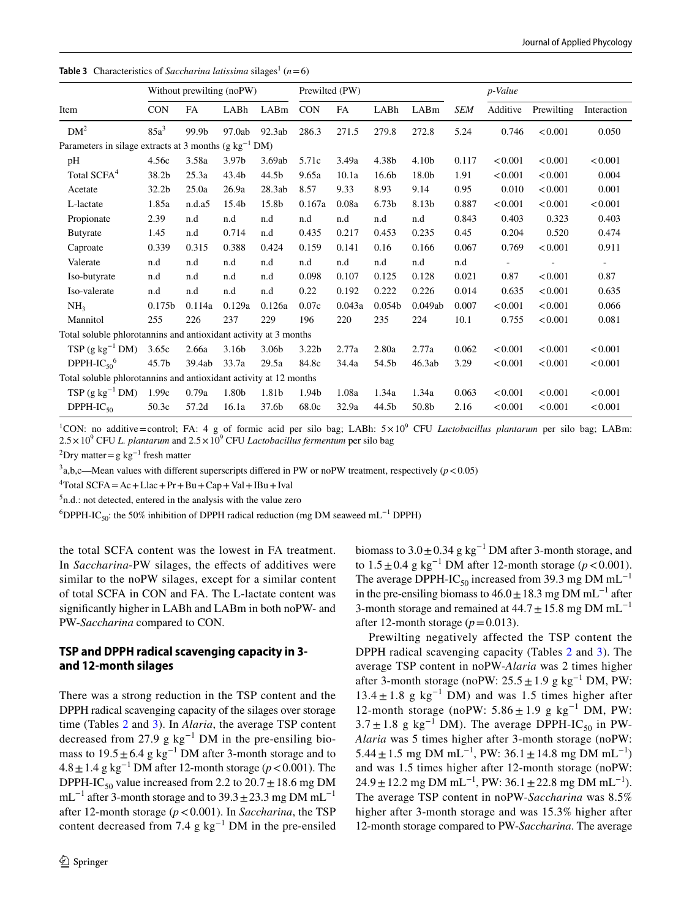**Table 3** Characteristics of *Saccharina latissima* silages[1] ($n = 6$)

| Item | Without prewilting (noPW) | | | | Prewilted (PW) | | | | *SEM* | *p-Value* | | |
|---|---|---|---|---|---|---|---|---|---|---|---|---|
| | CON | FA | LABh | LABm | CON | FA | LABh | LABm | | Additive | Prewilting | Interaction |
| DM[2] | 85a[3] | 99.9b | 97.0ab | 92.3ab | 286.3 | 271.5 | 279.8 | 272.8 | 5.24 | 0.746 | < 0.001 | 0.050 |
| Parameters in silage extracts at 3 months (g kg$^{-1}$ DM) | | | | | | | | | | | | |
| pH | 4.56c | 3.58a | 3.97b | 3.69ab | 5.71c | 3.49a | 4.38b | 4.10b | 0.117 | < 0.001 | < 0.001 | < 0.001 |
| Total SCFA[4] | 38.2b | 25.3a | 43.4b | 44.5b | 9.65a | 10.1a | 16.6b | 18.0b | 1.91 | < 0.001 | < 0.001 | 0.004 |
| Acetate | 32.2b | 25.0a | 26.9a | 28.3ab | 8.57 | 9.33 | 8.93 | 9.14 | 0.95 | 0.010 | < 0.001 | 0.001 |
| L-lactate | 1.85a | n.d.a[5] | 15.4b | 15.8b | 0.167a | 0.08a | 6.73b | 8.13b | 0.887 | < 0.001 | < 0.001 | < 0.001 |
| Propionate | 2.39 | n.d | n.d | n.d | n.d | n.d | n.d | n.d | 0.843 | 0.403 | 0.323 | 0.403 |
| Butyrate | 1.45 | n.d | 0.714 | n.d | 0.435 | 0.217 | 0.453 | 0.235 | 0.45 | 0.204 | 0.520 | 0.474 |
| Caproate | 0.339 | 0.315 | 0.388 | 0.424 | 0.159 | 0.141 | 0.16 | 0.166 | 0.067 | 0.769 | < 0.001 | 0.911 |
| Valerate | n.d | n.d | n.d | n.d | n.d | n.d | n.d | n.d | n.d | - | - | - |
| Iso-butyrate | n.d | n.d | n.d | n.d | 0.098 | 0.107 | 0.125 | 0.128 | 0.021 | 0.87 | < 0.001 | 0.87 |
| Iso-valerate | n.d | n.d | n.d | n.d | 0.22 | 0.192 | 0.222 | 0.226 | 0.014 | 0.635 | < 0.001 | 0.635 |
| $NH_3$ | 0.175b | 0.114a | 0.129a | 0.126a | 0.07c | 0.043a | 0.054b | 0.049ab | 0.007 | < 0.001 | < 0.001 | 0.066 |
| Mannitol | 255 | 226 | 237 | 229 | 196 | 220 | 235 | 224 | 10.1 | 0.755 | < 0.001 | 0.081 |
| Total soluble phlorotannins and antioxidant activity at 3 months | | | | | | | | | | | | |
| TSP (g kg$^{-1}$ DM) | 3.65c | 2.66a | 3.16b | 3.06b | 3.22b | 2.77a | 2.80a | 2.77a | 0.062 | < 0.001 | < 0.001 | < 0.001 |
| DPPH-IC$_{50}$[6] | 45.7b | 39.4ab | 33.7a | 29.5a | 84.8c | 34.4a | 54.5b | 46.3ab | 3.29 | < 0.001 | < 0.001 | < 0.001 |
| Total soluble phlorotannins and antioxidant activity at 12 months | | | | | | | | | | | | |
| TSP (g kg$^{-1}$ DM) | 1.99c | 0.79a | 1.80b | 1.81b | 1.94b | 1.08a | 1.34a | 1.34a | 0.063 | < 0.001 | < 0.001 | < 0.001 |
| DPPH-IC$_{50}$ | 50.3c | 57.2d | 16.1a | 37.6b | 68.0c | 32.9a | 44.5b | 50.8b | 2.16 | < 0.001 | < 0.001 | < 0.001 |

[1]CON: no additive = control; FA: 4 g of formic acid per silo bag; LABh: $5\times10^9$ CFU *Lactobacillus plantarum* per silo bag; LABm: $2.5\times10^9$ CFU *L. plantarum* and $2.5\times10^9$ CFU *Lactobacillus fermentum* per silo bag

[2]Dry matter = g kg$^{-1}$ fresh matter

[3]a,b,c—Mean values with different superscripts differed in PW or noPW treatment, respectively ($p < 0.05$)

[4]Total SCFA = Ac + Llac + Pr + Bu + Cap + Val + IBu + Ival

[5]n.d.: not detected, entered in the analysis with the value zero

[6]DPPH-IC$_{50}$: the 50% inhibition of DPPH radical reduction (mg DM seaweed mL$^{-1}$ DPPH)

the total SCFA content was the lowest in FA treatment. In *Saccharina*-PW silages, the effects of additives were similar to the noPW silages, except for a similar content of total SCFA in CON and FA. The L-lactate content was significantly higher in LABh and LABm in both noPW- and PW-*Saccharina* compared to CON.

## TSP and DPPH radical scavenging capacity in 3- and 12-month silages

There was a strong reduction in the TSP content and the DPPH radical scavenging capacity of the silages over storage time (Tables 2 and 3). In *Alaria*, the average TSP content decreased from 27.9 g kg$^{-1}$ DM in the pre-ensiling biomass to $19.5 \pm 6.4$ g kg$^{-1}$ DM after 3-month storage and to $4.8 \pm 1.4$ g kg$^{-1}$ DM after 12-month storage ($p < 0.001$). The DPPH-IC$_{50}$ value increased from 2.2 to $20.7 \pm 18.6$ mg DM mL$^{-1}$ after 3-month storage and to $39.3 \pm 23.3$ mg DM mL$^{-1}$ after 12-month storage ($p < 0.001$). In *Saccharina*, the TSP content decreased from 7.4 g kg$^{-1}$ DM in the pre-ensiled biomass to $3.0 \pm 0.34$ g kg$^{-1}$ DM after 3-month storage, and to $1.5 \pm 0.4$ g kg$^{-1}$ DM after 12-month storage ($p < 0.001$). The average DPPH-IC$_{50}$ increased from 39.3 mg DM mL$^{-1}$ in the pre-ensiling biomass to $46.0 \pm 18.3$ mg DM mL$^{-1}$ after 3-month storage and remained at $44.7 \pm 15.8$ mg DM mL$^{-1}$ after 12-month storage ($p = 0.013$).

Prewilting negatively affected the TSP content the DPPH radical scavenging capacity (Tables 2 and 3). The average TSP content in noPW-*Alaria* was 2 times higher after 3-month storage (noPW: $25.5 \pm 1.9$ g kg$^{-1}$ DM, PW: $13.4 \pm 1.8$ g kg$^{-1}$ DM) and was 1.5 times higher after 12-month storage (noPW: $5.86 \pm 1.9$ g kg$^{-1}$ DM, PW: $3.7 \pm 1.8$ g kg$^{-1}$ DM). The average DPPH-IC$_{50}$ in PW-*Alaria* was 5 times higher after 3-month storage (noPW: $5.44 \pm 1.5$ mg DM mL$^{-1}$, PW: $36.1 \pm 14.8$ mg DM mL$^{-1}$) and was 1.5 times higher after 12-month storage (noPW: $24.9 \pm 12.2$ mg DM mL$^{-1}$, PW: $36.1 \pm 22.8$ mg DM mL$^{-1}$). The average TSP content in noPW-*Saccharina* was 8.5% higher after 3-month storage and was 15.3% higher after 12-month storage compared to PW-*Saccharina*. The average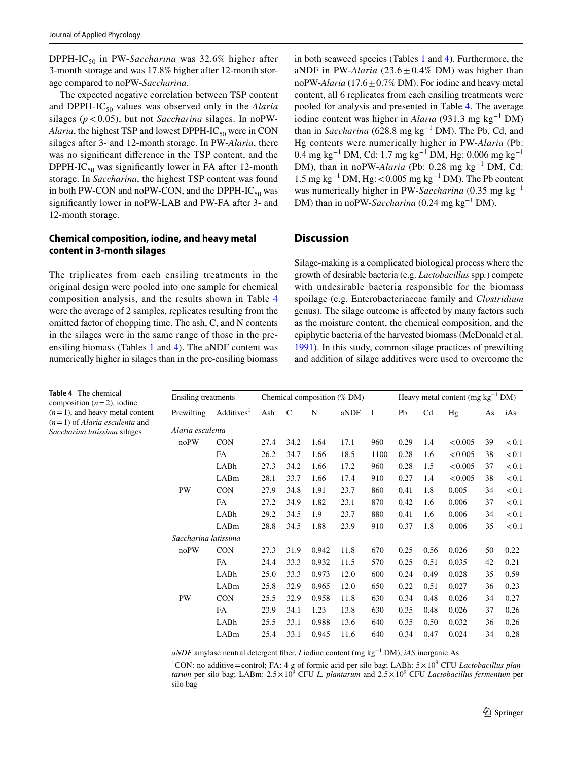DPPH-$IC_{50}$ in PW-*Saccharina* was 32.6% higher after 3-month storage and was 17.8% higher after 12-month storage compared to noPW-*Saccharina*.

The expected negative correlation between TSP content and DPPH-$IC_{50}$ values was observed only in the *Alaria* silages ($p < 0.05$), but not *Saccharina* silages. In noPW-*Alaria*, the highest TSP and lowest DPPH-$IC_{50}$ were in CON silages after 3- and 12-month storage. In PW-*Alaria*, there was no significant difference in the TSP content, and the DPPH-$IC_{50}$ was significantly lower in FA after 12-month storage. In *Saccharina*, the highest TSP content was found in both PW-CON and noPW-CON, and the DPPH-$IC_{50}$ was significantly lower in noPW-LAB and PW-FA after 3- and 12-month storage.

### Chemical composition, iodine, and heavy metal content in 3-month silages

The triplicates from each ensiling treatments in the original design were pooled into one sample for chemical composition analysis, and the results shown in Table 4 were the average of 2 samples, replicates resulting from the omitted factor of chopping time. The ash, C, and N contents in the silages were in the same range of those in the pre-ensiling biomass (Tables 1 and 4). The aNDF content was numerically higher in silages than in the pre-ensiling biomass in both seaweed species (Tables 1 and 4). Furthermore, the aNDF in PW-*Alaria* ($23.6 \pm 0.4$% DM) was higher than noPW-*Alaria* ($17.6 \pm 0.7$% DM). For iodine and heavy metal content, all 6 replicates from each ensiling treatments were pooled for analysis and presented in Table 4. The average iodine content was higher in *Alaria* (931.3 mg $kg^{-1}$ DM) than in *Saccharina* (628.8 mg $kg^{-1}$ DM). The Pb, Cd, and Hg contents were numerically higher in PW-*Alaria* (Pb: 0.4 mg $kg^{-1}$ DM, Cd: 1.7 mg $kg^{-1}$ DM, Hg: 0.006 mg $kg^{-1}$ DM), than in noPW-*Alaria* (Pb: 0.28 mg $kg^{-1}$ DM, Cd: 1.5 mg $kg^{-1}$ DM, Hg: < 0.005 mg $kg^{-1}$ DM). The Pb content was numerically higher in PW-*Saccharina* (0.35 mg $kg^{-1}$ DM) than in noPW-*Saccharina* (0.24 mg $kg^{-1}$ DM).

## Discussion

Silage-making is a complicated biological process where the growth of desirable bacteria (e.g. *Lactobacillus* spp.) compete with undesirable bacteria responsible for the biomass spoilage (e.g. Enterobacteriaceae family and *Clostridium* genus). The silage outcome is affected by many factors such as the moisture content, the chemical composition, and the epiphytic bacteria of the harvested biomass (McDonald et al. 1991). In this study, common silage practices of prewilting and addition of silage additives were used to overcome the

**Table 4** The chemical composition ($n = 2$), iodine ($n = 1$), and heavy metal content ($n = 1$) of *Alaria esculenta* and *Saccharina latissima* silages

| Ensiling treatments | | Chemical composition (% DM) | | | | | Heavy metal content (mg $kg^{-1}$ DM) | | | | |
|---|---|---|---|---|---|---|---|---|---|---|---|
| Prewilting | Additives[1] | Ash | C | N | aNDF | I | Pb | Cd | Hg | As | iAs |
| *Alaria esculenta* | | | | | | | | | | | |
| noPW | CON | 27.4 | 34.2 | 1.64 | 17.1 | 960 | 0.29 | 1.4 | < 0.005 | 39 | < 0.1 |
| | FA | 26.2 | 34.7 | 1.66 | 18.5 | 1100 | 0.28 | 1.6 | < 0.005 | 38 | < 0.1 |
| | LABh | 27.3 | 34.2 | 1.66 | 17.2 | 960 | 0.28 | 1.5 | < 0.005 | 37 | < 0.1 |
| | LABm | 28.1 | 33.7 | 1.66 | 17.4 | 910 | 0.27 | 1.4 | < 0.005 | 38 | < 0.1 |
| PW | CON | 27.9 | 34.8 | 1.91 | 23.7 | 860 | 0.41 | 1.8 | 0.005 | 34 | < 0.1 |
| | FA | 27.2 | 34.9 | 1.82 | 23.1 | 870 | 0.42 | 1.6 | 0.006 | 37 | < 0.1 |
| | LABh | 29.2 | 34.5 | 1.9 | 23.7 | 880 | 0.41 | 1.6 | 0.006 | 34 | < 0.1 |
| | LABm | 28.8 | 34.5 | 1.88 | 23.9 | 910 | 0.37 | 1.8 | 0.006 | 35 | < 0.1 |
| *Saccharina latissima* | | | | | | | | | | | |
| noPW | CON | 27.3 | 31.9 | 0.942 | 11.8 | 670 | 0.25 | 0.56 | 0.026 | 50 | 0.22 |
| | FA | 24.4 | 33.3 | 0.932 | 11.5 | 570 | 0.25 | 0.51 | 0.035 | 42 | 0.21 |
| | LABh | 25.0 | 33.3 | 0.973 | 12.0 | 600 | 0.24 | 0.49 | 0.028 | 35 | 0.59 |
| | LABm | 25.8 | 32.9 | 0.965 | 12.0 | 650 | 0.22 | 0.51 | 0.027 | 36 | 0.23 |
| PW | CON | 25.5 | 32.9 | 0.958 | 11.8 | 630 | 0.34 | 0.48 | 0.026 | 34 | 0.27 |
| | FA | 23.9 | 34.1 | 1.23 | 13.8 | 630 | 0.35 | 0.48 | 0.026 | 37 | 0.26 |
| | LABh | 25.5 | 33.1 | 0.988 | 13.6 | 640 | 0.35 | 0.50 | 0.032 | 36 | 0.26 |
| | LABm | 25.4 | 33.1 | 0.945 | 11.6 | 640 | 0.34 | 0.47 | 0.024 | 34 | 0.28 |

*aNDF* amylase neutral detergent fiber, *I* iodine content (mg $kg^{-1}$ DM), *iAS* inorganic As

[1]CON: no additive = control; FA: 4 g of formic acid per silo bag; LABh: $5 \times 10^9$ CFU *Lactobacillus plantarum* per silo bag; LABm: $2.5 \times 10^9$ CFU *L. plantarum* and $2.5 \times 10^9$ CFU *Lactobacillus fermentum* per silo bag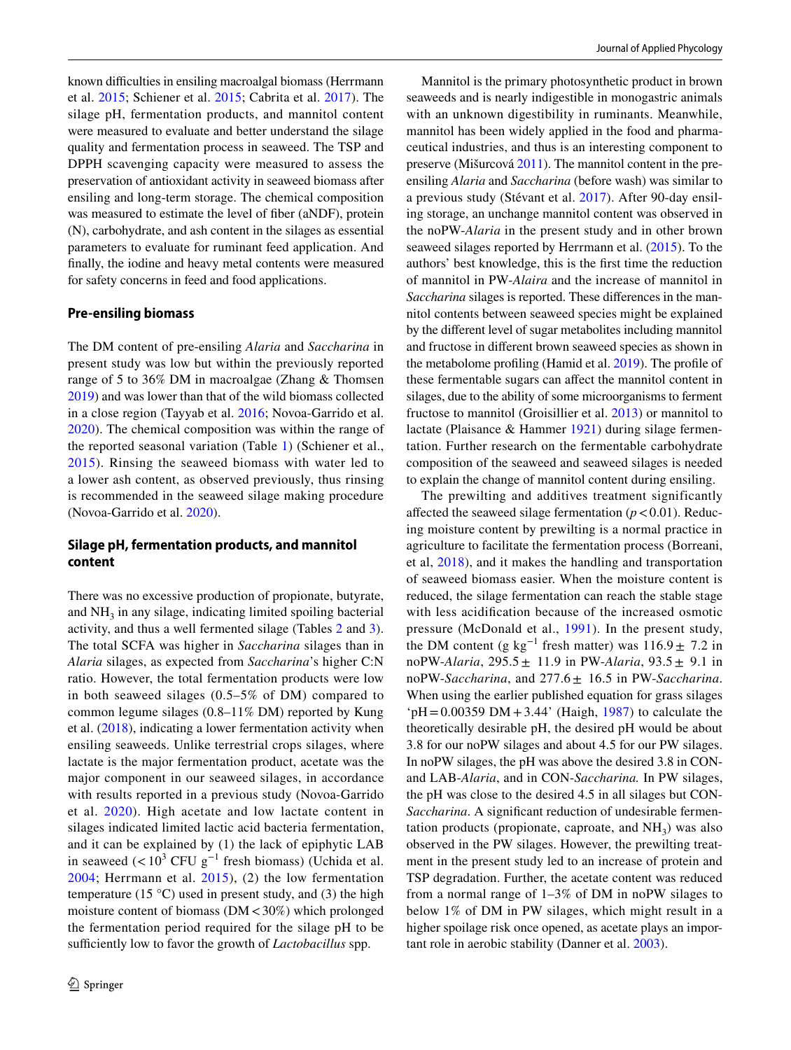known difficulties in ensiling macroalgal biomass (Herrmann et al. 2015; Schiener et al. 2015; Cabrita et al. 2017). The silage pH, fermentation products, and mannitol content were measured to evaluate and better understand the silage quality and fermentation process in seaweed. The TSP and DPPH scavenging capacity were measured to assess the preservation of antioxidant activity in seaweed biomass after ensiling and long-term storage. The chemical composition was measured to estimate the level of fiber (aNDF), protein (N), carbohydrate, and ash content in the silages as essential parameters to evaluate for ruminant feed application. And finally, the iodine and heavy metal contents were measured for safety concerns in feed and food applications.

## Pre-ensiling biomass

The DM content of pre-ensiling *Alaria* and *Saccharina* in present study was low but within the previously reported range of 5 to 36% DM in macroalgae (Zhang & Thomsen 2019) and was lower than that of the wild biomass collected in a close region (Tayyab et al. 2016; Novoa-Garrido et al. 2020). The chemical composition was within the range of the reported seasonal variation (Table 1) (Schiener et al., 2015). Rinsing the seaweed biomass with water led to a lower ash content, as observed previously, thus rinsing is recommended in the seaweed silage making procedure (Novoa-Garrido et al. 2020).

## Silage pH, fermentation products, and mannitol content

There was no excessive production of propionate, butyrate, and $NH_3$ in any silage, indicating limited spoiling bacterial activity, and thus a well fermented silage (Tables 2 and 3). The total SCFA was higher in *Saccharina* silages than in *Alaria* silages, as expected from *Saccharina*'s higher C:N ratio. However, the total fermentation products were low in both seaweed silages (0.5–5% of DM) compared to common legume silages (0.8–11% DM) reported by Kung et al. (2018), indicating a lower fermentation activity when ensiling seaweeds. Unlike terrestrial crops silages, where lactate is the major fermentation product, acetate was the major component in our seaweed silages, in accordance with results reported in a previous study (Novoa-Garrido et al. 2020). High acetate and low lactate content in silages indicated limited lactic acid bacteria fermentation, and it can be explained by (1) the lack of epiphytic LAB in seaweed ($< 10^3$ CFU $g^{-1}$ fresh biomass) (Uchida et al. 2004; Herrmann et al. 2015), (2) the low fermentation temperature (15 °C) used in present study, and (3) the high moisture content of biomass (DM < 30%) which prolonged the fermentation period required for the silage pH to be sufficiently low to favor the growth of *Lactobacillus* spp.

Mannitol is the primary photosynthetic product in brown seaweeds and is nearly indigestible in monogastric animals with an unknown digestibility in ruminants. Meanwhile, mannitol has been widely applied in the food and pharmaceutical industries, and thus is an interesting component to preserve (Mišurcová 2011). The mannitol content in the pre-ensiling *Alaria* and *Saccharina* (before wash) was similar to a previous study (Stévant et al. 2017). After 90-day ensiling storage, an unchange mannitol content was observed in the noPW-*Alaria* in the present study and in other brown seaweed silages reported by Herrmann et al. (2015). To the authors' best knowledge, this is the first time the reduction of mannitol in PW-*Alaira* and the increase of mannitol in *Saccharina* silages is reported. These differences in the mannitol contents between seaweed species might be explained by the different level of sugar metabolites including mannitol and fructose in different brown seaweed species as shown in the metabolome profiling (Hamid et al. 2019). The profile of these fermentable sugars can affect the mannitol content in silages, due to the ability of some microorganisms to ferment fructose to mannitol (Groisillier et al. 2013) or mannitol to lactate (Plaisance & Hammer 1921) during silage fermentation. Further research on the fermentable carbohydrate composition of the seaweed and seaweed silages is needed to explain the change of mannitol content during ensiling.

The prewilting and additives treatment significantly affected the seaweed silage fermentation ($p < 0.01$). Reducing moisture content by prewilting is a normal practice in agriculture to facilitate the fermentation process (Borreani, et al, 2018), and it makes the handling and transportation of seaweed biomass easier. When the moisture content is reduced, the silage fermentation can reach the stable stage with less acidification because of the increased osmotic pressure (McDonald et al., 1991). In the present study, the DM content (g $kg^{-1}$ fresh matter) was 116.9 ± 7.2 in noPW-*Alaria*, 295.5 ± 11.9 in PW-*Alaria*, 93.5 ± 9.1 in noPW-*Saccharina*, and 277.6 ± 16.5 in PW-*Saccharina*. When using the earlier published equation for grass silages '$pH = 0.00359\ DM + 3.44$' (Haigh, 1987) to calculate the theoretically desirable pH, the desired pH would be about 3.8 for our noPW silages and about 4.5 for our PW silages. In noPW silages, the pH was above the desired 3.8 in CON- and LAB-*Alaria*, and in CON-*Saccharina.* In PW silages, the pH was close to the desired 4.5 in all silages but CON-*Saccharina*. A significant reduction of undesirable fermentation products (propionate, caproate, and $NH_3$) was also observed in the PW silages. However, the prewilting treatment in the present study led to an increase of protein and TSP degradation. Further, the acetate content was reduced from a normal range of 1–3% of DM in noPW silages to below 1% of DM in PW silages, which might result in a higher spoilage risk once opened, as acetate plays an important role in aerobic stability (Danner et al. 2003).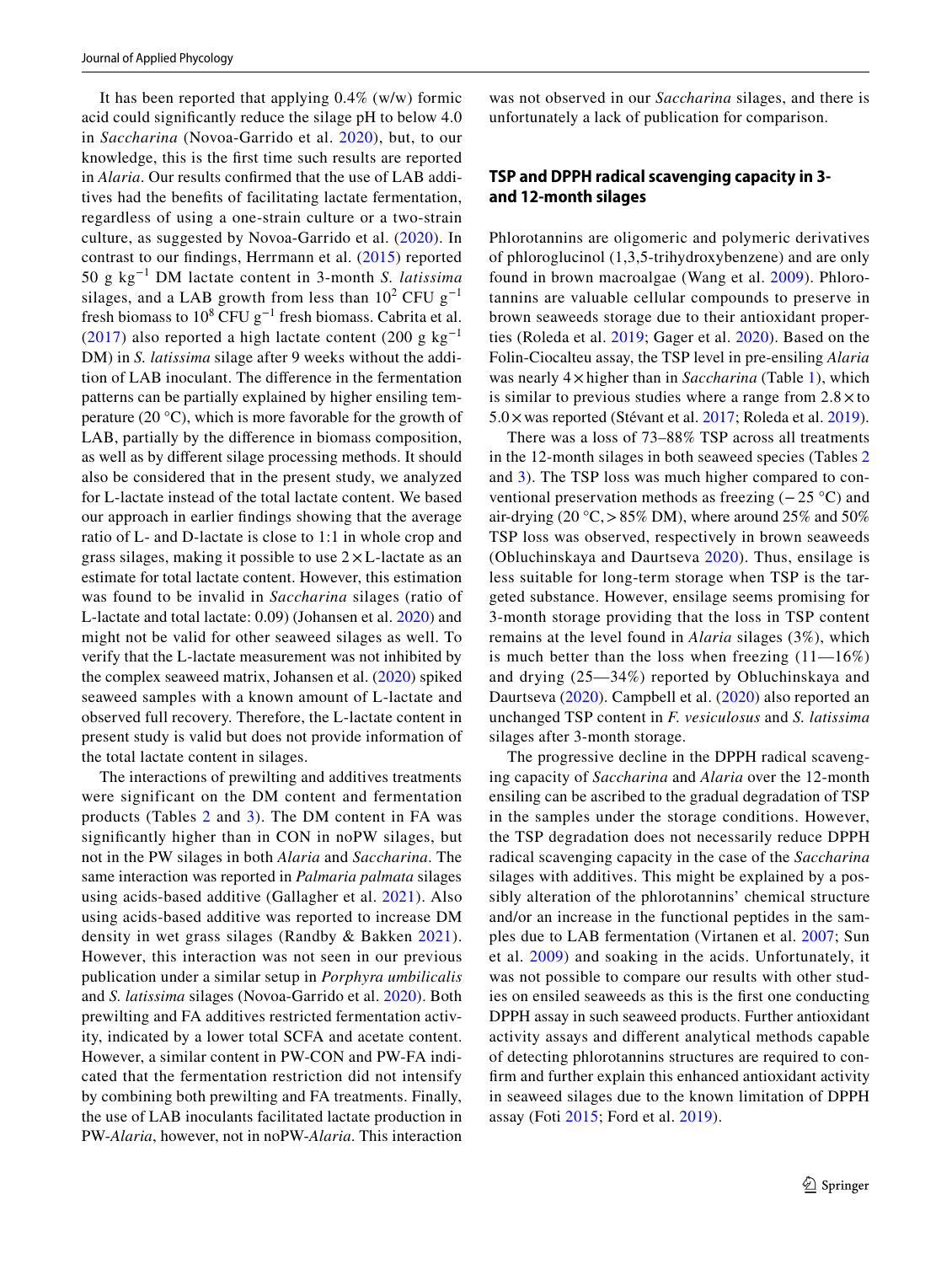It has been reported that applying 0.4% (w/w) formic acid could significantly reduce the silage pH to below 4.0 in *Saccharina* (Novoa-Garrido et al. 2020), but, to our knowledge, this is the first time such results are reported in *Alaria*. Our results confirmed that the use of LAB additives had the benefits of facilitating lactate fermentation, regardless of using a one-strain culture or a two-strain culture, as suggested by Novoa-Garrido et al. (2020). In contrast to our findings, Herrmann et al. (2015) reported 50 g $kg^{-1}$ DM lactate content in 3-month *S. latissima* silages, and a LAB growth from less than $10^2$ CFU $g^{-1}$ fresh biomass to $10^8$ CFU $g^{-1}$ fresh biomass. Cabrita et al. (2017) also reported a high lactate content (200 g $kg^{-1}$ DM) in *S. latissima* silage after 9 weeks without the addition of LAB inoculant. The difference in the fermentation patterns can be partially explained by higher ensiling temperature (20 °C), which is more favorable for the growth of LAB, partially by the difference in biomass composition, as well as by different silage processing methods. It should also be considered that in the present study, we analyzed for L-lactate instead of the total lactate content. We based our approach in earlier findings showing that the average ratio of L- and D-lactate is close to 1:1 in whole crop and grass silages, making it possible to use 2 × L-lactate as an estimate for total lactate content. However, this estimation was found to be invalid in *Saccharina* silages (ratio of L-lactate and total lactate: 0.09) (Johansen et al. 2020) and might not be valid for other seaweed silages as well. To verify that the L-lactate measurement was not inhibited by the complex seaweed matrix, Johansen et al. (2020) spiked seaweed samples with a known amount of L-lactate and observed full recovery. Therefore, the L-lactate content in present study is valid but does not provide information of the total lactate content in silages.

The interactions of prewilting and additives treatments were significant on the DM content and fermentation products (Tables 2 and 3). The DM content in FA was significantly higher than in CON in noPW silages, but not in the PW silages in both *Alaria* and *Saccharina*. The same interaction was reported in *Palmaria palmata* silages using acids-based additive (Gallagher et al. 2021). Also using acids-based additive was reported to increase DM density in wet grass silages (Randby & Bakken 2021). However, this interaction was not seen in our previous publication under a similar setup in *Porphyra umbilicalis* and *S. latissima* silages (Novoa-Garrido et al. 2020). Both prewilting and FA additives restricted fermentation activity, indicated by a lower total SCFA and acetate content. However, a similar content in PW-CON and PW-FA indicated that the fermentation restriction did not intensify by combining both prewilting and FA treatments. Finally, the use of LAB inoculants facilitated lactate production in PW-*Alaria*, however, not in noPW-*Alaria*. This interaction was not observed in our *Saccharina* silages, and there is unfortunately a lack of publication for comparison.

## TSP and DPPH radical scavenging capacity in 3- and 12-month silages

Phlorotannins are oligomeric and polymeric derivatives of phloroglucinol (1,3,5-trihydroxybenzene) and are only found in brown macroalgae (Wang et al. 2009). Phlorotannins are valuable cellular compounds to preserve in brown seaweeds storage due to their antioxidant properties (Roleda et al. 2019; Gager et al. 2020). Based on the Folin-Ciocalteu assay, the TSP level in pre-ensiling *Alaria* was nearly 4 × higher than in *Saccharina* (Table 1), which is similar to previous studies where a range from 2.8 × to 5.0 × was reported (Stévant et al. 2017; Roleda et al. 2019).

There was a loss of 73–88% TSP across all treatments in the 12-month silages in both seaweed species (Tables 2 and 3). The TSP loss was much higher compared to conventional preservation methods as freezing (− 25 °C) and air-drying (20 °C, > 85% DM), where around 25% and 50% TSP loss was observed, respectively in brown seaweeds (Obluchinskaya and Daurtseva 2020). Thus, ensilage is less suitable for long-term storage when TSP is the targeted substance. However, ensilage seems promising for 3-month storage providing that the loss in TSP content remains at the level found in *Alaria* silages (3%), which is much better than the loss when freezing (11—16%) and drying (25—34%) reported by Obluchinskaya and Daurtseva (2020). Campbell et al. (2020) also reported an unchanged TSP content in *F. vesiculosus* and *S. latissima* silages after 3-month storage.

The progressive decline in the DPPH radical scavenging capacity of *Saccharina* and *Alaria* over the 12-month ensiling can be ascribed to the gradual degradation of TSP in the samples under the storage conditions. However, the TSP degradation does not necessarily reduce DPPH radical scavenging capacity in the case of the *Saccharina* silages with additives. This might be explained by a possibly alteration of the phlorotannins' chemical structure and/or an increase in the functional peptides in the samples due to LAB fermentation (Virtanen et al. 2007; Sun et al. 2009) and soaking in the acids. Unfortunately, it was not possible to compare our results with other studies on ensiled seaweeds as this is the first one conducting DPPH assay in such seaweed products. Further antioxidant activity assays and different analytical methods capable of detecting phlorotannins structures are required to confirm and further explain this enhanced antioxidant activity in seaweed silages due to the known limitation of DPPH assay (Foti 2015; Ford et al. 2019).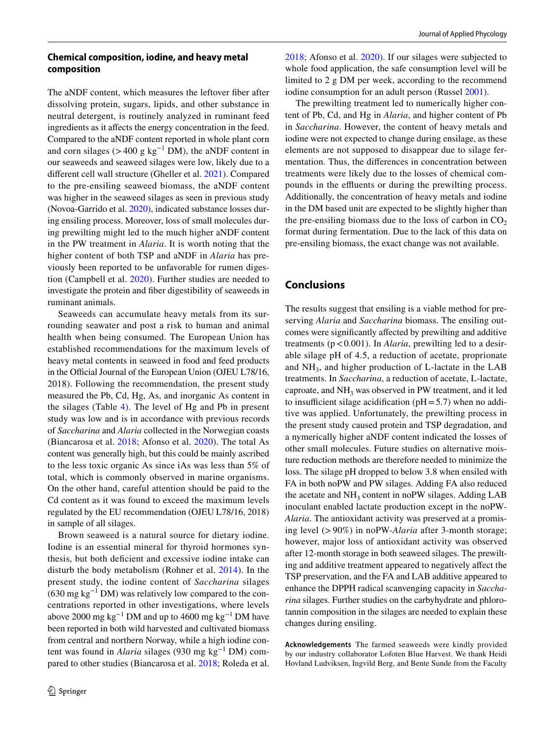### Chemical composition, iodine, and heavy metal composition

The aNDF content, which measures the leftover fiber after dissolving protein, sugars, lipids, and other substance in neutral detergent, is routinely analyzed in ruminant feed ingredients as it affects the energy concentration in the feed. Compared to the aNDF content reported in whole plant corn and corn silages (> 400 g $kg^{-1}$ DM), the aNDF content in our seaweeds and seaweed silages were low, likely due to a different cell wall structure (Gheller et al. 2021). Compared to the pre-ensiling seaweed biomass, the aNDF content was higher in the seaweed silages as seen in previous study (Novoa-Garrido et al. 2020), indicated substance losses during ensiling process. Moreover, loss of small molecules during prewilting might led to the much higher aNDF content in the PW treatment in *Alaria*. It is worth noting that the higher content of both TSP and aNDF in *Alaria* has previously been reported to be unfavorable for rumen digestion (Campbell et al. 2020). Further studies are needed to investigate the protein and fiber digestibility of seaweeds in ruminant animals.

Seaweeds can accumulate heavy metals from its surrounding seawater and post a risk to human and animal health when being consumed. The European Union has established recommendations for the maximum levels of heavy metal contents in seaweed in food and feed products in the Official Journal of the European Union (OJEU L78/16, 2018). Following the recommendation, the present study measured the Pb, Cd, Hg, As, and inorganic As content in the silages (Table 4). The level of Hg and Pb in present study was low and is in accordance with previous records of *Saccharina* and *Alaria* collected in the Norwegian coasts (Biancarosa et al. 2018; Afonso et al. 2020). The total As content was generally high, but this could be mainly ascribed to the less toxic organic As since iAs was less than 5% of total, which is commonly observed in marine organisms. On the other hand, careful attention should be paid to the Cd content as it was found to exceed the maximum levels regulated by the EU recommendation (OJEU L78/16, 2018) in sample of all silages.

Brown seaweed is a natural source for dietary iodine. Iodine is an essential mineral for thyroid hormones synthesis, but both deficient and excessive iodine intake can disturb the body metabolism (Rohner et al. 2014). In the present study, the iodine content of *Saccharina* silages (630 mg $kg^{-1}$ DM) was relatively low compared to the concentrations reported in other investigations, where levels above 2000 mg $kg^{-1}$ DM and up to 4600 mg $kg^{-1}$ DM have been reported in both wild harvested and cultivated biomass from central and northern Norway, while a high iodine content was found in *Alaria* silages (930 mg $kg^{-1}$ DM) compared to other studies (Biancarosa et al. 2018; Roleda et al. 2018; Afonso et al. 2020). If our silages were subjected to whole food application, the safe consumption level will be limited to 2 g DM per week, according to the recommend iodine consumption for an adult person (Russel 2001).

The prewilting treatment led to numerically higher content of Pb, Cd, and Hg in *Alaria*, and higher content of Pb in *Saccharina*. However, the content of heavy metals and iodine were not expected to change during ensilage, as these elements are not supposed to disappear due to silage fermentation. Thus, the differences in concentration between treatments were likely due to the losses of chemical compounds in the effluents or during the prewilting process. Additionally, the concentration of heavy metals and iodine in the DM based unit are expected to be slightly higher than the pre-ensiling biomass due to the loss of carbon in $CO_2$ format during fermentation. Due to the lack of this data on pre-ensiling biomass, the exact change was not available.

## Conclusions

The results suggest that ensiling is a viable method for preserving *Alaria* and *Saccharina* biomass. The ensiling outcomes were significantly affected by prewilting and additive treatments ($p < 0.001$). In *Alaria*, prewilting led to a desirable silage pH of 4.5, a reduction of acetate, proprionate and $NH_3$, and higher production of L-lactate in the LAB treatments. In *Saccharina*, a reduction of acetate, L-lactate, caproate, and $NH_3$ was observed in PW treatment, and it led to insufficient silage acidification (pH = 5.7) when no additive was applied. Unfortunately, the prewilting process in the present study caused protein and TSP degradation, and a nymerically higher aNDF content indicated the losses of other small molecules. Future studies on alternative moisture reduction methods are therefore needed to minimize the loss. The silage pH dropped to below 3.8 when ensiled with FA in both noPW and PW silages. Adding FA also reduced the acetate and $NH_3$ content in noPW silages. Adding LAB inoculant enabled lactate production except in the noPW-*Alaria*. The antioxidant activity was preserved at a promising level (> 90%) in noPW-*Alaria* after 3-month storage; however, major loss of antioxidant activity was observed after 12-month storage in both seaweed silages. The prewilting and additive treatment appeared to negatively affect the TSP preservation, and the FA and LAB additive appeared to enhance the DPPH radical scanvenging capacity in *Saccharina* silages. Further studies on the carbyhydrate and phlorotannin composition in the silages are needed to explain these changes during ensiling.

**Acknowledgements** The farmed seaweeds were kindly provided by our industry collaborator Lofoten Blue Harvest. We thank Heidi Hovland Ludviksen, Ingvild Berg, and Bente Sunde from the Faculty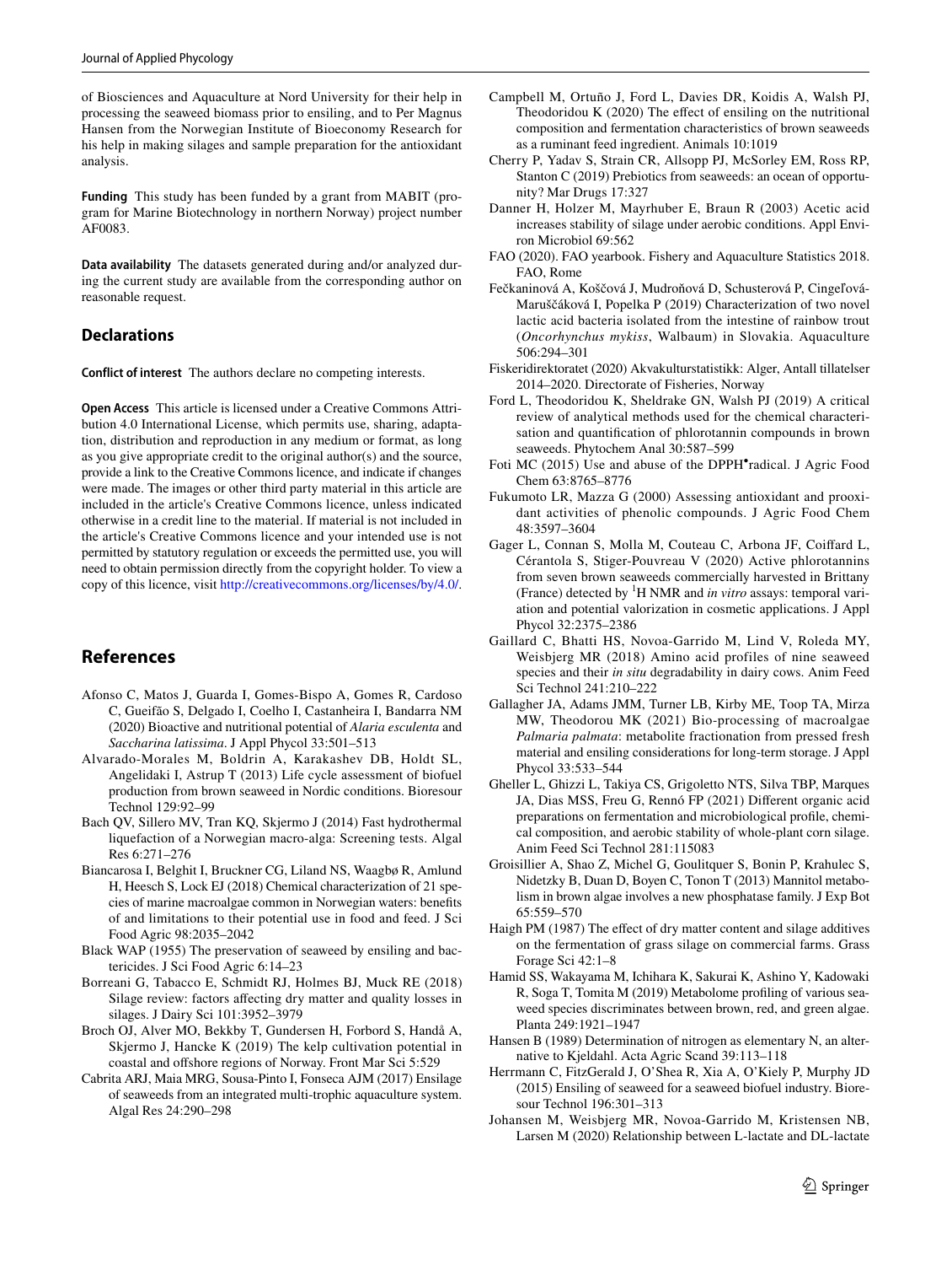of Biosciences and Aquaculture at Nord University for their help in processing the seaweed biomass prior to ensiling, and to Per Magnus Hansen from the Norwegian Institute of Bioeconomy Research for his help in making silages and sample preparation for the antioxidant analysis.

**Funding** This study has been funded by a grant from MABIT (program for Marine Biotechnology in northern Norway) project number AF0083.

**Data availability** The datasets generated during and/or analyzed during the current study are available from the corresponding author on reasonable request.

## Declarations

**Conflict of interest** The authors declare no competing interests.

**Open Access** This article is licensed under a Creative Commons Attribution 4.0 International License, which permits use, sharing, adaptation, distribution and reproduction in any medium or format, as long as you give appropriate credit to the original author(s) and the source, provide a link to the Creative Commons licence, and indicate if changes were made. The images or other third party material in this article are included in the article's Creative Commons licence, unless indicated otherwise in a credit line to the material. If material is not included in the article's Creative Commons licence and your intended use is not permitted by statutory regulation or exceeds the permitted use, you will need to obtain permission directly from the copyright holder. To view a copy of this licence, visit http://creativecommons.org/licenses/by/4.0/.

## References

Afonso C, Matos J, Guarda I, Gomes-Bispo A, Gomes R, Cardoso C, Gueifão S, Delgado I, Coelho I, Castanheira I, Bandarra NM (2020) Bioactive and nutritional potential of *Alaria esculenta* and *Saccharina latissima*. J Appl Phycol 33:501–513

Alvarado-Morales M, Boldrin A, Karakashev DB, Holdt SL, Angelidaki I, Astrup T (2013) Life cycle assessment of biofuel production from brown seaweed in Nordic conditions. Bioresour Technol 129:92–99

Bach QV, Sillero MV, Tran KQ, Skjermo J (2014) Fast hydrothermal liquefaction of a Norwegian macro-alga: Screening tests. Algal Res 6:271–276

Biancarosa I, Belghit I, Bruckner CG, Liland NS, Waagbø R, Amlund H, Heesch S, Lock EJ (2018) Chemical characterization of 21 species of marine macroalgae common in Norwegian waters: benefits of and limitations to their potential use in food and feed. J Sci Food Agric 98:2035–2042

Black WAP (1955) The preservation of seaweed by ensiling and bactericides. J Sci Food Agric 6:14–23

Borreani G, Tabacco E, Schmidt RJ, Holmes BJ, Muck RE (2018) Silage review: factors affecting dry matter and quality losses in silages. J Dairy Sci 101:3952–3979

Broch OJ, Alver MO, Bekkby T, Gundersen H, Forbord S, Handå A, Skjermo J, Hancke K (2019) The kelp cultivation potential in coastal and offshore regions of Norway. Front Mar Sci 5:529

Cabrita ARJ, Maia MRG, Sousa-Pinto I, Fonseca AJM (2017) Ensilage of seaweeds from an integrated multi-trophic aquaculture system. Algal Res 24:290–298

Campbell M, Ortuño J, Ford L, Davies DR, Koidis A, Walsh PJ, Theodoridou K (2020) The effect of ensiling on the nutritional composition and fermentation characteristics of brown seaweeds as a ruminant feed ingredient. Animals 10:1019

Cherry P, Yadav S, Strain CR, Allsopp PJ, McSorley EM, Ross RP, Stanton C (2019) Prebiotics from seaweeds: an ocean of opportunity? Mar Drugs 17:327

Danner H, Holzer M, Mayrhuber E, Braun R (2003) Acetic acid increases stability of silage under aerobic conditions. Appl Environ Microbiol 69:562

FAO (2020). FAO yearbook. Fishery and Aquaculture Statistics 2018. FAO, Rome

Fečkaninová A, Koščová J, Mudroňová D, Schusterová P, Cingeľová-Maruščáková I, Popelka P (2019) Characterization of two novel lactic acid bacteria isolated from the intestine of rainbow trout (*Oncorhynchus mykiss*, Walbaum) in Slovakia. Aquaculture 506:294–301

Fiskeridirektoratet (2020) Akvakulturstatistikk: Alger, Antall tillatelser 2014–2020. Directorate of Fisheries, Norway

Ford L, Theodoridou K, Sheldrake GN, Walsh PJ (2019) A critical review of analytical methods used for the chemical characterisation and quantification of phlorotannin compounds in brown seaweeds. Phytochem Anal 30:587–599

Foti MC (2015) Use and abuse of the DPPH$^{•}$radical. J Agric Food Chem 63:8765–8776

Fukumoto LR, Mazza G (2000) Assessing antioxidant and prooxidant activities of phenolic compounds. J Agric Food Chem 48:3597–3604

Gager L, Connan S, Molla M, Couteau C, Arbona JF, Coiffard L, Cérantola S, Stiger-Pouvreau V (2020) Active phlorotannins from seven brown seaweeds commercially harvested in Brittany (France) detected by $^{1}$H NMR and *in vitro* assays: temporal variation and potential valorization in cosmetic applications. J Appl Phycol 32:2375–2386

Gaillard C, Bhatti HS, Novoa-Garrido M, Lind V, Roleda MY, Weisbjerg MR (2018) Amino acid profiles of nine seaweed species and their *in situ* degradability in dairy cows. Anim Feed Sci Technol 241:210–222

Gallagher JA, Adams JMM, Turner LB, Kirby ME, Toop TA, Mirza MW, Theodorou MK (2021) Bio-processing of macroalgae *Palmaria palmata*: metabolite fractionation from pressed fresh material and ensiling considerations for long-term storage. J Appl Phycol 33:533–544

Gheller L, Ghizzi L, Takiya CS, Grigoletto NTS, Silva TBP, Marques JA, Dias MSS, Freu G, Rennó FP (2021) Different organic acid preparations on fermentation and microbiological profile, chemical composition, and aerobic stability of whole-plant corn silage. Anim Feed Sci Technol 281:115083

Groisillier A, Shao Z, Michel G, Goulitquer S, Bonin P, Krahulec S, Nidetzky B, Duan D, Boyen C, Tonon T (2013) Mannitol metabolism in brown algae involves a new phosphatase family. J Exp Bot 65:559–570

Haigh PM (1987) The effect of dry matter content and silage additives on the fermentation of grass silage on commercial farms. Grass Forage Sci 42:1–8

Hamid SS, Wakayama M, Ichihara K, Sakurai K, Ashino Y, Kadowaki R, Soga T, Tomita M (2019) Metabolome profiling of various seaweed species discriminates between brown, red, and green algae. Planta 249:1921–1947

Hansen B (1989) Determination of nitrogen as elementary N, an alternative to Kjeldahl. Acta Agric Scand 39:113–118

Herrmann C, FitzGerald J, O'Shea R, Xia A, O'Kiely P, Murphy JD (2015) Ensiling of seaweed for a seaweed biofuel industry. Bioresour Technol 196:301–313

Johansen M, Weisbjerg MR, Novoa-Garrido M, Kristensen NB, Larsen M (2020) Relationship between L-lactate and DL-lactate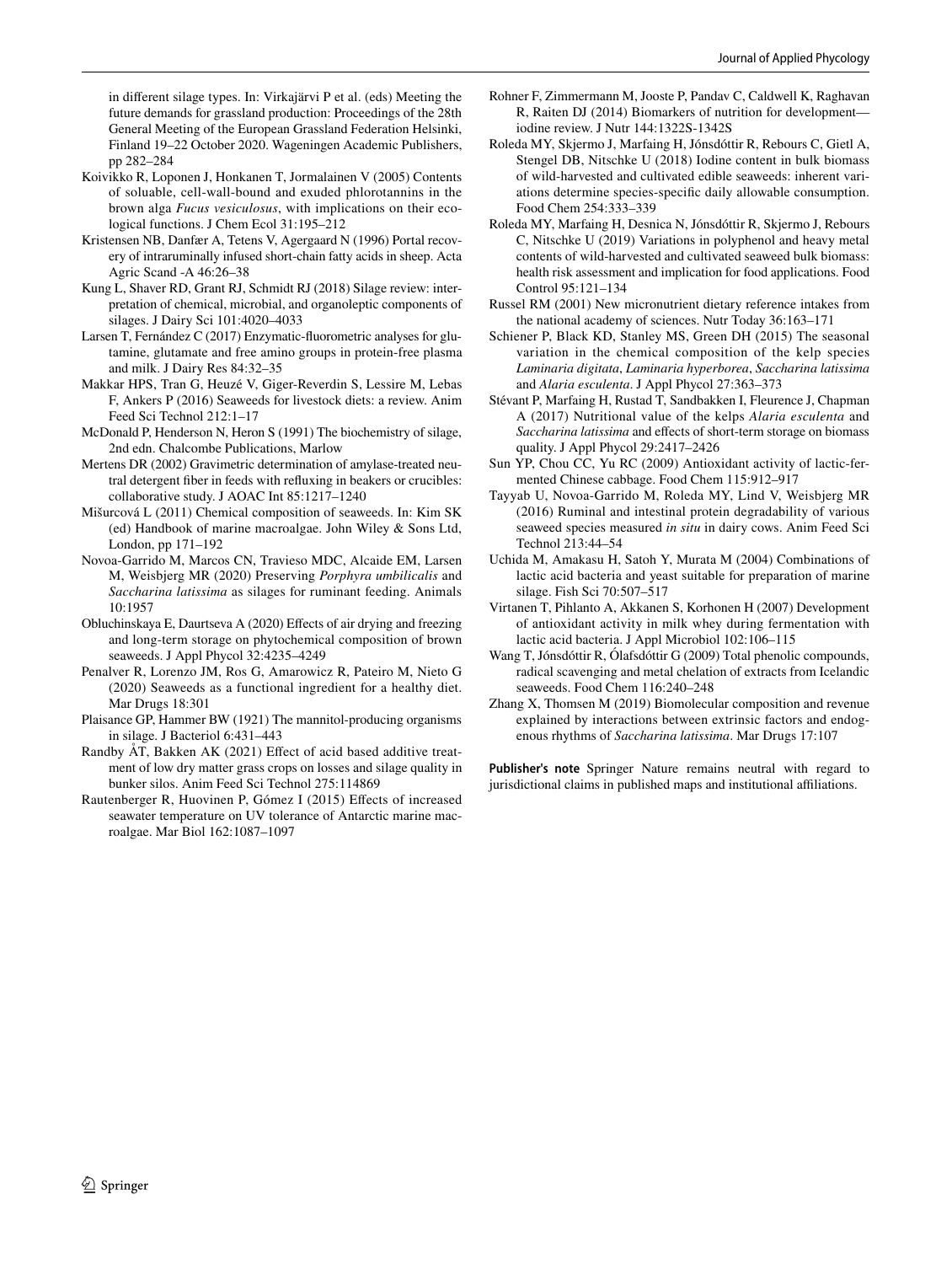in different silage types. In: Virkajärvi P et al. (eds) Meeting the future demands for grassland production: Proceedings of the 28th General Meeting of the European Grassland Federation Helsinki, Finland 19–22 October 2020. Wageningen Academic Publishers, pp 282–284

Koivikko R, Loponen J, Honkanen T, Jormalainen V (2005) Contents of soluable, cell-wall-bound and exuded phlorotannins in the brown alga *Fucus vesiculosus*, with implications on their ecological functions. J Chem Ecol 31:195–212

Kristensen NB, Danfær A, Tetens V, Agergaard N (1996) Portal recovery of intraruminally infused short-chain fatty acids in sheep. Acta Agric Scand -A 46:26–38

Kung L, Shaver RD, Grant RJ, Schmidt RJ (2018) Silage review: interpretation of chemical, microbial, and organoleptic components of silages. J Dairy Sci 101:4020–4033

Larsen T, Fernández C (2017) Enzymatic-fluorometric analyses for glutamine, glutamate and free amino groups in protein-free plasma and milk. J Dairy Res 84:32–35

Makkar HPS, Tran G, Heuzé V, Giger-Reverdin S, Lessire M, Lebas F, Ankers P (2016) Seaweeds for livestock diets: a review. Anim Feed Sci Technol 212:1–17

McDonald P, Henderson N, Heron S (1991) The biochemistry of silage, 2nd edn. Chalcombe Publications, Marlow

Mertens DR (2002) Gravimetric determination of amylase-treated neutral detergent fiber in feeds with refluxing in beakers or crucibles: collaborative study. J AOAC Int 85:1217–1240

Mišurcová L (2011) Chemical composition of seaweeds. In: Kim SK (ed) Handbook of marine macroalgae. John Wiley & Sons Ltd, London, pp 171–192

Novoa-Garrido M, Marcos CN, Travieso MDC, Alcaide EM, Larsen M, Weisbjerg MR (2020) Preserving *Porphyra umbilicalis* and *Saccharina latissima* as silages for ruminant feeding. Animals 10:1957

Obluchinskaya E, Daurtseva A (2020) Effects of air drying and freezing and long-term storage on phytochemical composition of brown seaweeds. J Appl Phycol 32:4235–4249

Penalver R, Lorenzo JM, Ros G, Amarowicz R, Pateiro M, Nieto G (2020) Seaweeds as a functional ingredient for a healthy diet. Mar Drugs 18:301

Plaisance GP, Hammer BW (1921) The mannitol-producing organisms in silage. J Bacteriol 6:431–443

Randby ÅT, Bakken AK (2021) Effect of acid based additive treatment of low dry matter grass crops on losses and silage quality in bunker silos. Anim Feed Sci Technol 275:114869

Rautenberger R, Huovinen P, Gómez I (2015) Effects of increased seawater temperature on UV tolerance of Antarctic marine macroalgae. Mar Biol 162:1087–1097

Rohner F, Zimmermann M, Jooste P, Pandav C, Caldwell K, Raghavan R, Raiten DJ (2014) Biomarkers of nutrition for development—iodine review. J Nutr 144:1322S-1342S

Roleda MY, Skjermo J, Marfaing H, Jónsdóttir R, Rebours C, Gietl A, Stengel DB, Nitschke U (2018) Iodine content in bulk biomass of wild-harvested and cultivated edible seaweeds: inherent variations determine species-specific daily allowable consumption. Food Chem 254:333–339

Roleda MY, Marfaing H, Desnica N, Jónsdóttir R, Skjermo J, Rebours C, Nitschke U (2019) Variations in polyphenol and heavy metal contents of wild-harvested and cultivated seaweed bulk biomass: health risk assessment and implication for food applications. Food Control 95:121–134

Russel RM (2001) New micronutrient dietary reference intakes from the national academy of sciences. Nutr Today 36:163–171

Schiener P, Black KD, Stanley MS, Green DH (2015) The seasonal variation in the chemical composition of the kelp species *Laminaria digitata*, *Laminaria hyperborea*, *Saccharina latissima* and *Alaria esculenta*. J Appl Phycol 27:363–373

Stévant P, Marfaing H, Rustad T, Sandbakken I, Fleurence J, Chapman A (2017) Nutritional value of the kelps *Alaria esculenta* and *Saccharina latissima* and effects of short-term storage on biomass quality. J Appl Phycol 29:2417–2426

Sun YP, Chou CC, Yu RC (2009) Antioxidant activity of lactic-fermented Chinese cabbage. Food Chem 115:912–917

Tayyab U, Novoa-Garrido M, Roleda MY, Lind V, Weisbjerg MR (2016) Ruminal and intestinal protein degradability of various seaweed species measured *in situ* in dairy cows. Anim Feed Sci Technol 213:44–54

Uchida M, Amakasu H, Satoh Y, Murata M (2004) Combinations of lactic acid bacteria and yeast suitable for preparation of marine silage. Fish Sci 70:507–517

Virtanen T, Pihlanto A, Akkanen S, Korhonen H (2007) Development of antioxidant activity in milk whey during fermentation with lactic acid bacteria. J Appl Microbiol 102:106–115

Wang T, Jónsdóttir R, Ólafsdóttir G (2009) Total phenolic compounds, radical scavenging and metal chelation of extracts from Icelandic seaweeds. Food Chem 116:240–248

Zhang X, Thomsen M (2019) Biomolecular composition and revenue explained by interactions between extrinsic factors and endogenous rhythms of *Saccharina latissima*. Mar Drugs 17:107

**Publisher's note** Springer Nature remains neutral with regard to jurisdictional claims in published maps and institutional affiliations.